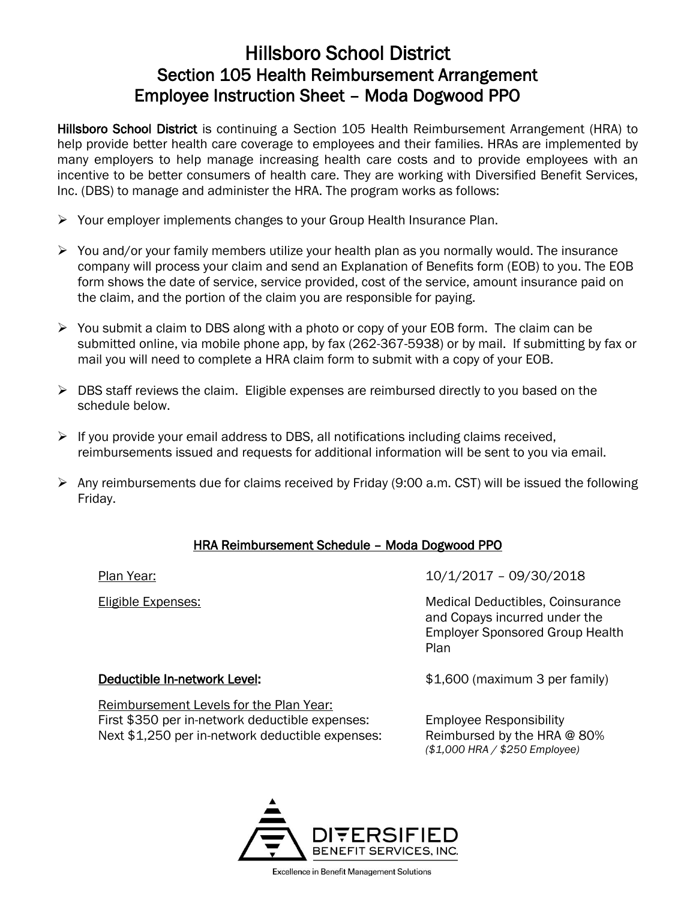# Hillsboro School District
## Section 105 Health Reimbursement Arrangement
## Employee Instruction Sheet – Moda Dogwood PPO

**Hillsboro School District** is continuing a Section 105 Health Reimbursement Arrangement (HRA) to help provide better health care coverage to employees and their families. HRAs are implemented by many employers to help manage increasing health care costs and to provide employees with an incentive to be better consumers of health care. They are working with Diversified Benefit Services, Inc. (DBS) to manage and administer the HRA. The program works as follows:

- Your employer implements changes to your Group Health Insurance Plan.
- You and/or your family members utilize your health plan as you normally would. The insurance company will process your claim and send an Explanation of Benefits form (EOB) to you. The EOB form shows the date of service, service provided, cost of the service, amount insurance paid on the claim, and the portion of the claim you are responsible for paying.
- You submit a claim to DBS along with a photo or copy of your EOB form. The claim can be submitted online, via mobile phone app, by fax (262-367-5938) or by mail. If submitting by fax or mail you will need to complete a HRA claim form to submit with a copy of your EOB.
- DBS staff reviews the claim. Eligible expenses are reimbursed directly to you based on the schedule below.
- If you provide your email address to DBS, all notifications including claims received, reimbursements issued and requests for additional information will be sent to you via email.
- Any reimbursements due for claims received by Friday (9:00 a.m. CST) will be issued the following Friday.

### HRA Reimbursement Schedule – Moda Dogwood PPO

| | |
|---|---|
| Plan Year: | 10/1/2017 – 09/30/2018 |
| Eligible Expenses: | Medical Deductibles, Coinsurance and Copays incurred under the Employer Sponsored Group Health Plan |
| **Deductible In-network Level:** | $1,600 (maximum 3 per family) |
| Reimbursement Levels for the Plan Year: | |
| First $350 per in-network deductible expenses: | Employee Responsibility |
| Next $1,250 per in-network deductible expenses: | Reimbursed by the HRA @ 80% *($1,000 HRA / $250 Employee)* |

DIVERSIFIED BENEFIT SERVICES, INC.

Excellence in Benefit Management Solutions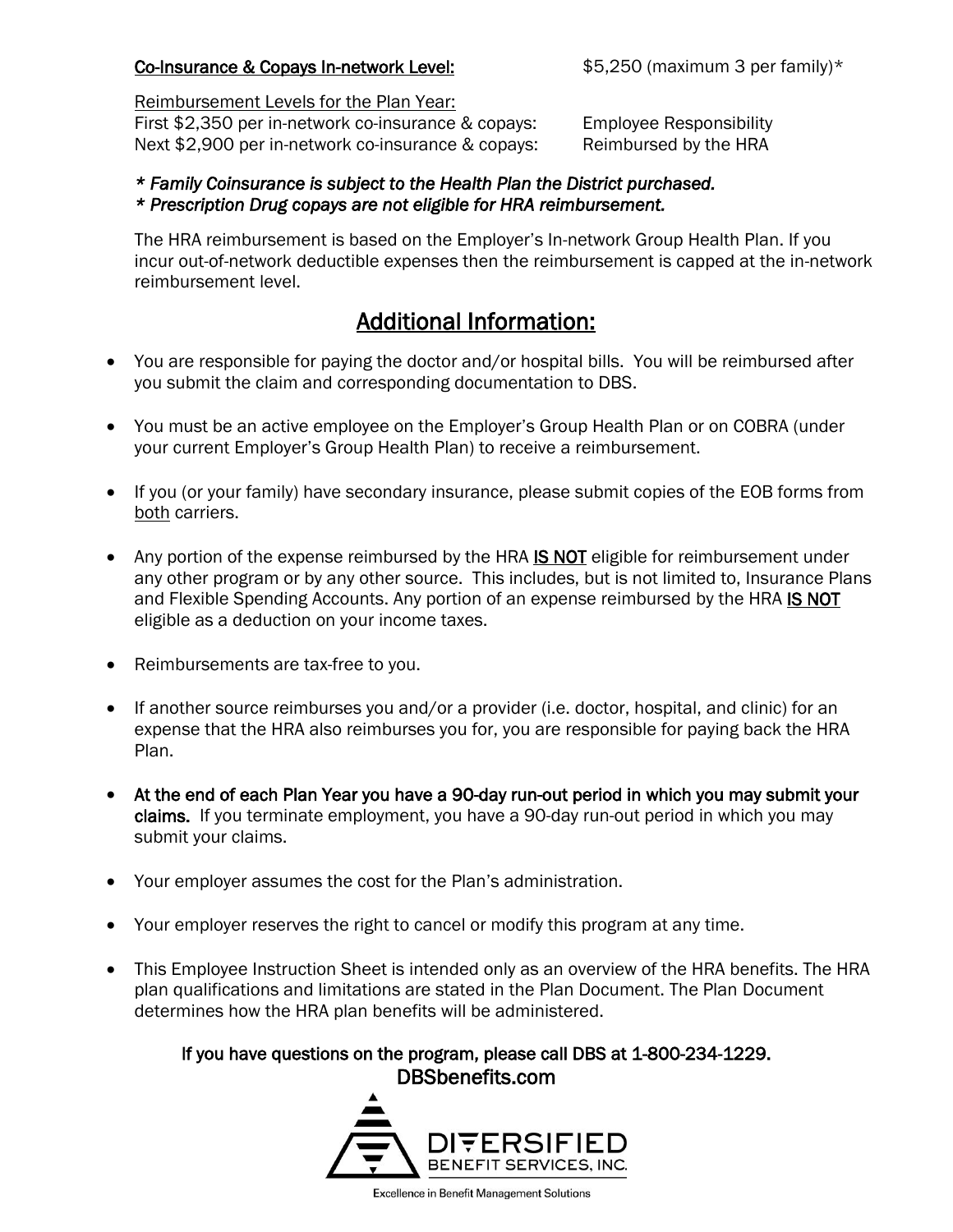**Co-Insurance & Copays In-network Level:** $5,250 (maximum 3 per family)*

Reimbursement Levels for the Plan Year:

| | |
|---|---|
| First $2,350 per in-network co-insurance & copays: | Employee Responsibility |
| Next $2,900 per in-network co-insurance & copays: | Reimbursed by the HRA |

*\* Family Coinsurance is subject to the Health Plan the District purchased.*
*\* Prescription Drug copays are not eligible for HRA reimbursement.*

The HRA reimbursement is based on the Employer's In-network Group Health Plan. If you incur out-of-network deductible expenses then the reimbursement is capped at the in-network reimbursement level.

## Additional Information:

- You are responsible for paying the doctor and/or hospital bills. You will be reimbursed after you submit the claim and corresponding documentation to DBS.
- You must be an active employee on the Employer's Group Health Plan or on COBRA (under your current Employer's Group Health Plan) to receive a reimbursement.
- If you (or your family) have secondary insurance, please submit copies of the EOB forms from both carriers.
- Any portion of the expense reimbursed by the HRA **IS NOT** eligible for reimbursement under any other program or by any other source. This includes, but is not limited to, Insurance Plans and Flexible Spending Accounts. Any portion of an expense reimbursed by the HRA **IS NOT** eligible as a deduction on your income taxes.
- Reimbursements are tax-free to you.
- If another source reimburses you and/or a provider (i.e. doctor, hospital, and clinic) for an expense that the HRA also reimburses you for, you are responsible for paying back the HRA Plan.
- **At the end of each Plan Year you have a 90-day run-out period in which you may submit your claims.** If you terminate employment, you have a 90-day run-out period in which you may submit your claims.
- Your employer assumes the cost for the Plan's administration.
- Your employer reserves the right to cancel or modify this program at any time.
- This Employee Instruction Sheet is intended only as an overview of the HRA benefits. The HRA plan qualifications and limitations are stated in the Plan Document. The Plan Document determines how the HRA plan benefits will be administered.

**If you have questions on the program, please call DBS at 1-800-234-1229.**
**DBSbenefits.com**

DIVERSIFIED BENEFIT SERVICES, INC.

Excellence in Benefit Management Solutions